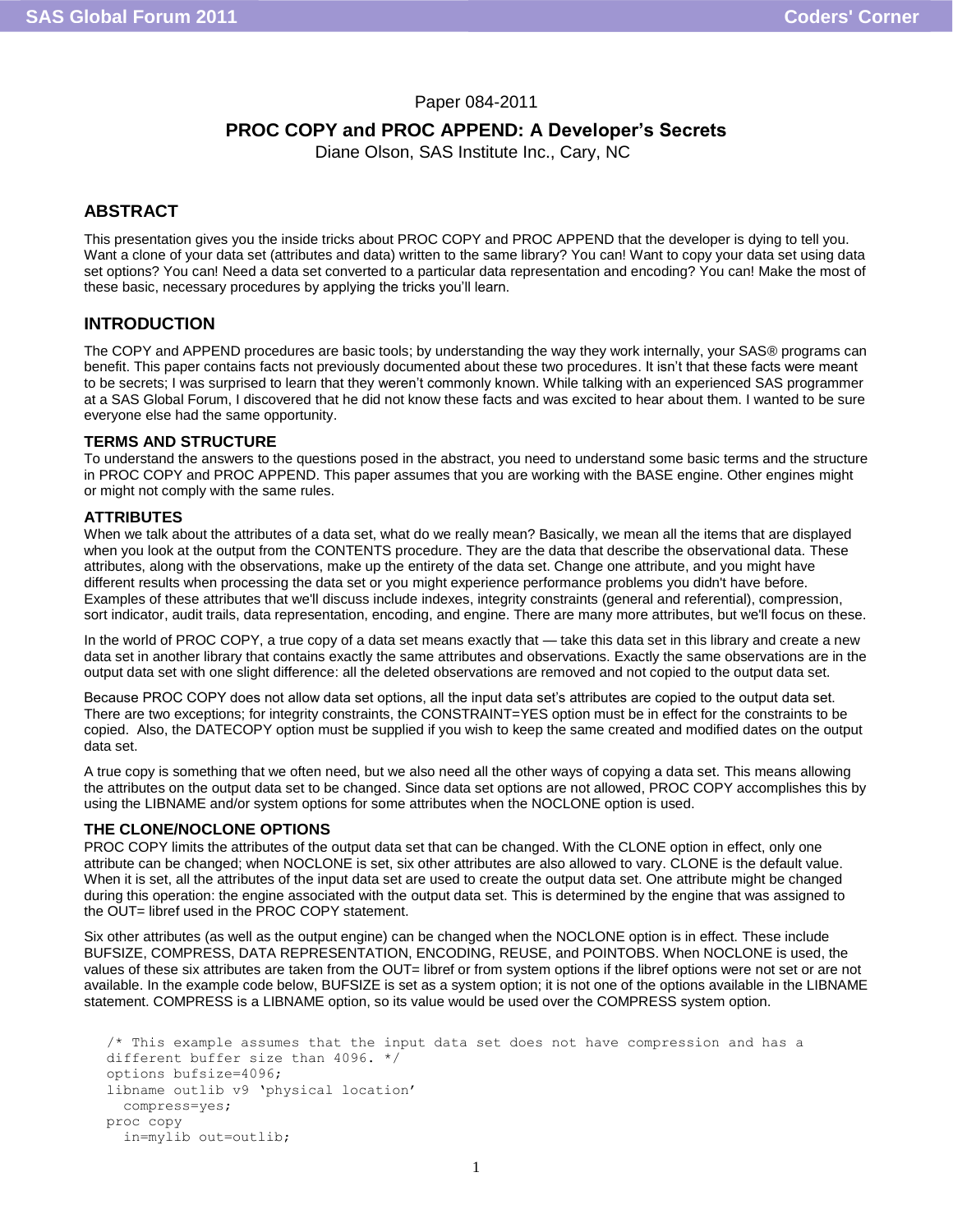Paper 084-2011

# PROC COPY and PROC APPEND: A Developer's Secrets

Diane Olson, SAS Institute Inc., Cary, NC

## ABSTRACT

This presentation gives you the inside tricks about PROC COPY and PROC APPEND that the developer is dying to tell you. Want a clone of your data set (attributes and data) written to the same library? You can! Want to copy your data set using data set options? You can! Need a data set converted to a particular data representation and encoding? You can! Make the most of these basic, necessary procedures by applying the tricks you'll learn.

## INTRODUCTION

The COPY and APPEND procedures are basic tools; by understanding the way they work internally, your SAS® programs can benefit. This paper contains facts not previously documented about these two procedures. It isn't that these facts were meant to be secrets; I was surprised to learn that they weren't commonly known. While talking with an experienced SAS programmer at a SAS Global Forum, I discovered that he did not know these facts and was excited to hear about them. I wanted to be sure everyone else had the same opportunity.

### TERMS AND STRUCTURE

To understand the answers to the questions posed in the abstract, you need to understand some basic terms and the structure in PROC COPY and PROC APPEND. This paper assumes that you are working with the BASE engine. Other engines might or might not comply with the same rules.

### ATTRIBUTES

When we talk about the attributes of a data set, what do we really mean? Basically, we mean all the items that are displayed when you look at the output from the CONTENTS procedure. They are the data that describe the observational data. These attributes, along with the observations, make up the entirety of the data set. Change one attribute, and you might have different results when processing the data set or you might experience performance problems you didn't have before. Examples of these attributes that we'll discuss include indexes, integrity constraints (general and referential), compression, sort indicator, audit trails, data representation, encoding, and engine. There are many more attributes, but we'll focus on these.

In the world of PROC COPY, a true copy of a data set means exactly that — take this data set in this library and create a new data set in another library that contains exactly the same attributes and observations. Exactly the same observations are in the output data set with one slight difference: all the deleted observations are removed and not copied to the output data set.

Because PROC COPY does not allow data set options, all the input data set's attributes are copied to the output data set. There are two exceptions; for integrity constraints, the CONSTRAINT=YES option must be in effect for the constraints to be copied. Also, the DATECOPY option must be supplied if you wish to keep the same created and modified dates on the output data set.

A true copy is something that we often need, but we also need all the other ways of copying a data set. This means allowing the attributes on the output data set to be changed. Since data set options are not allowed, PROC COPY accomplishes this by using the LIBNAME and/or system options for some attributes when the NOCLONE option is used.

### THE CLONE/NOCLONE OPTIONS

PROC COPY limits the attributes of the output data set that can be changed. With the CLONE option in effect, only one attribute can be changed; when NOCLONE is set, six other attributes are also allowed to vary. CLONE is the default value. When it is set, all the attributes of the input data set are used to create the output data set. One attribute might be changed during this operation: the engine associated with the output data set. This is determined by the engine that was assigned to the OUT= libref used in the PROC COPY statement.

Six other attributes (as well as the output engine) can be changed when the NOCLONE option is in effect. These include BUFSIZE, COMPRESS, DATA REPRESENTATION, ENCODING, REUSE, and POINTOBS. When NOCLONE is used, the values of these six attributes are taken from the OUT= libref or from system options if the libref options were not set or are not available. In the example code below, BUFSIZE is set as a system option; it is not one of the options available in the LIBNAME statement. COMPRESS is a LIBNAME option, so its value would be used over the COMPRESS system option.

```
/* This example assumes that the input data set does not have compression and has a
different buffer size than 4096. */
options bufsize=4096;
libname outlib v9 'physical location'
  compress=yes;
proc copy
  in=mylib out=outlib;
```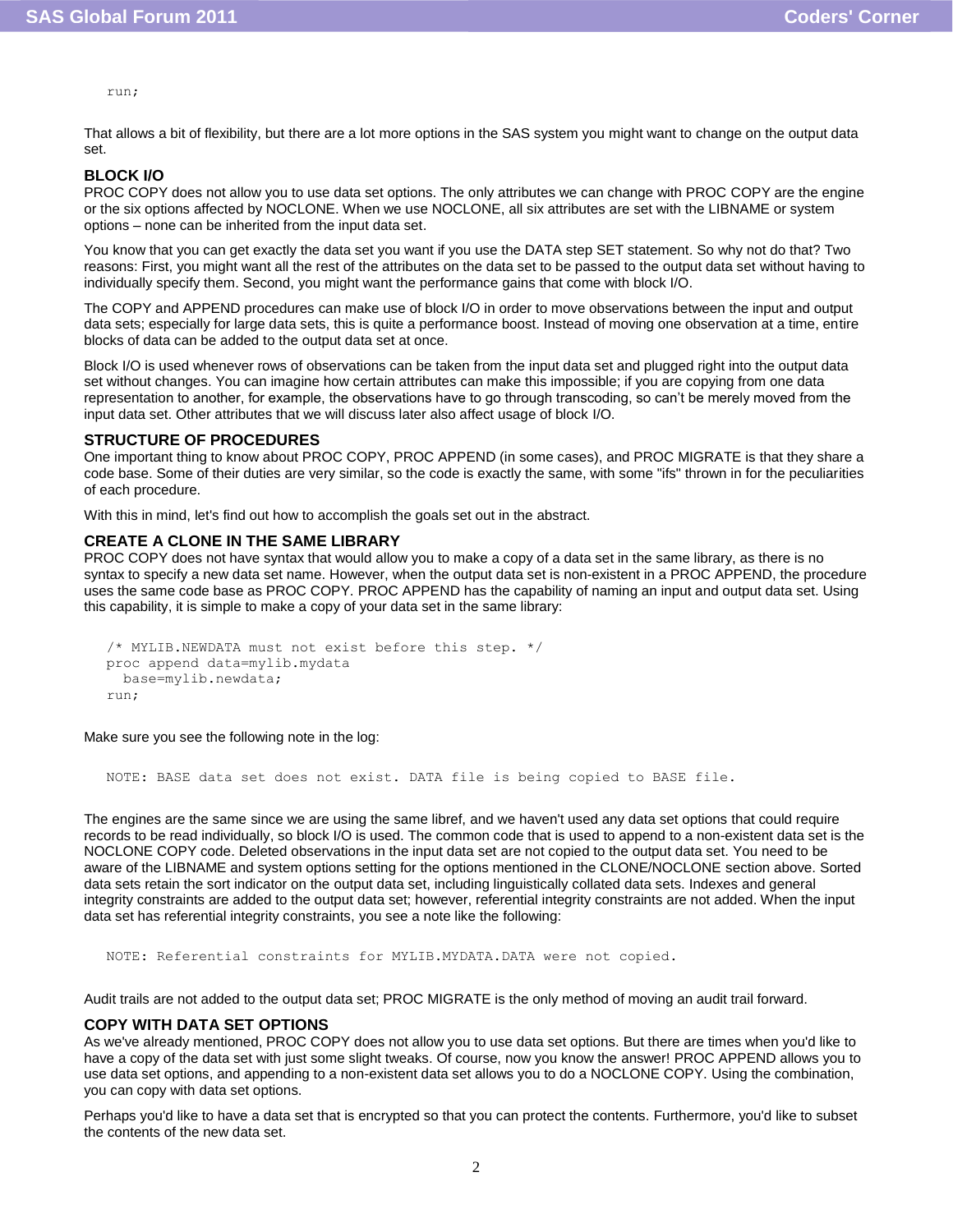```
run;
```

That allows a bit of flexibility, but there are a lot more options in the SAS system you might want to change on the output data set.

## BLOCK I/O

PROC COPY does not allow you to use data set options. The only attributes we can change with PROC COPY are the engine or the six options affected by NOCLONE. When we use NOCLONE, all six attributes are set with the LIBNAME or system options – none can be inherited from the input data set.

You know that you can get exactly the data set you want if you use the DATA step SET statement. So why not do that? Two reasons: First, you might want all the rest of the attributes on the data set to be passed to the output data set without having to individually specify them. Second, you might want the performance gains that come with block I/O.

The COPY and APPEND procedures can make use of block I/O in order to move observations between the input and output data sets; especially for large data sets, this is quite a performance boost. Instead of moving one observation at a time, entire blocks of data can be added to the output data set at once.

Block I/O is used whenever rows of observations can be taken from the input data set and plugged right into the output data set without changes. You can imagine how certain attributes can make this impossible; if you are copying from one data representation to another, for example, the observations have to go through transcoding, so can't be merely moved from the input data set. Other attributes that we will discuss later also affect usage of block I/O.

## STRUCTURE OF PROCEDURES

One important thing to know about PROC COPY, PROC APPEND (in some cases), and PROC MIGRATE is that they share a code base. Some of their duties are very similar, so the code is exactly the same, with some "ifs" thrown in for the peculiarities of each procedure.

With this in mind, let's find out how to accomplish the goals set out in the abstract.

## CREATE A CLONE IN THE SAME LIBRARY

PROC COPY does not have syntax that would allow you to make a copy of a data set in the same library, as there is no syntax to specify a new data set name. However, when the output data set is non-existent in a PROC APPEND, the procedure uses the same code base as PROC COPY. PROC APPEND has the capability of naming an input and output data set. Using this capability, it is simple to make a copy of your data set in the same library:

```
/* MYLIB.NEWDATA must not exist before this step. */
proc append data=mylib.mydata
  base=mylib.newdata;
run;
```

Make sure you see the following note in the log:

```
NOTE: BASE data set does not exist. DATA file is being copied to BASE file.
```

The engines are the same since we are using the same libref, and we haven't used any data set options that could require records to be read individually, so block I/O is used. The common code that is used to append to a non-existent data set is the NOCLONE COPY code. Deleted observations in the input data set are not copied to the output data set. You need to be aware of the LIBNAME and system options setting for the options mentioned in the CLONE/NOCLONE section above. Sorted data sets retain the sort indicator on the output data set, including linguistically collated data sets. Indexes and general integrity constraints are added to the output data set; however, referential integrity constraints are not added. When the input data set has referential integrity constraints, you see a note like the following:

```
NOTE: Referential constraints for MYLIB.MYDATA.DATA were not copied.
```

Audit trails are not added to the output data set; PROC MIGRATE is the only method of moving an audit trail forward.

## COPY WITH DATA SET OPTIONS

As we've already mentioned, PROC COPY does not allow you to use data set options. But there are times when you'd like to have a copy of the data set with just some slight tweaks. Of course, now you know the answer! PROC APPEND allows you to use data set options, and appending to a non-existent data set allows you to do a NOCLONE COPY. Using the combination, you can copy with data set options.

Perhaps you'd like to have a data set that is encrypted so that you can protect the contents. Furthermore, you'd like to subset the contents of the new data set.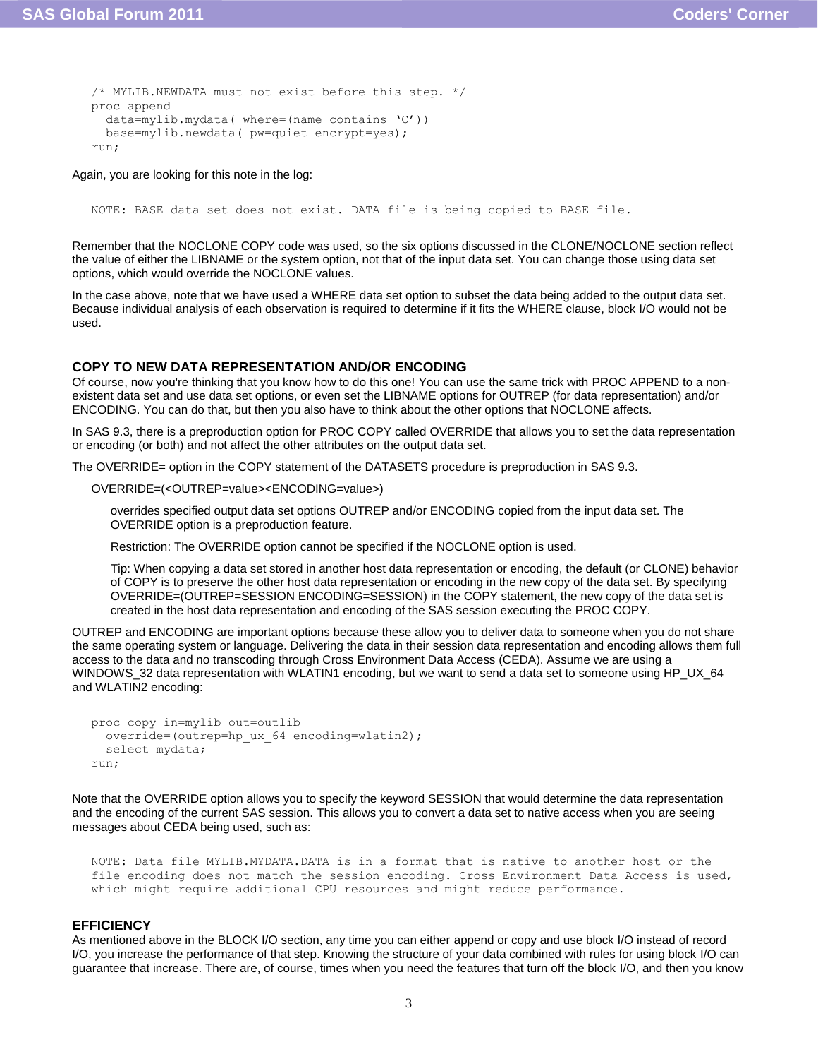```
/* MYLIB.NEWDATA must not exist before this step. */
proc append
  data=mylib.mydata( where=(name contains 'C'))
  base=mylib.newdata( pw=quiet encrypt=yes);
run;
```

Again, you are looking for this note in the log:

```
NOTE: BASE data set does not exist. DATA file is being copied to BASE file.
```

Remember that the NOCLONE COPY code was used, so the six options discussed in the CLONE/NOCLONE section reflect the value of either the LIBNAME or the system option, not that of the input data set. You can change those using data set options, which would override the NOCLONE values.

In the case above, note that we have used a WHERE data set option to subset the data being added to the output data set. Because individual analysis of each observation is required to determine if it fits the WHERE clause, block I/O would not be used.

## COPY TO NEW DATA REPRESENTATION AND/OR ENCODING

Of course, now you're thinking that you know how to do this one! You can use the same trick with PROC APPEND to a non-existent data set and use data set options, or even set the LIBNAME options for OUTREP (for data representation) and/or ENCODING. You can do that, but then you also have to think about the other options that NOCLONE affects.

In SAS 9.3, there is a preproduction option for PROC COPY called OVERRIDE that allows you to set the data representation or encoding (or both) and not affect the other attributes on the output data set.

The OVERRIDE= option in the COPY statement of the DATASETS procedure is preproduction in SAS 9.3.

OVERRIDE=(<OUTREP=value><ENCODING=value>)

> overrides specified output data set options OUTREP and/or ENCODING copied from the input data set. The OVERRIDE option is a preproduction feature.
>
> Restriction: The OVERRIDE option cannot be specified if the NOCLONE option is used.
>
> Tip: When copying a data set stored in another host data representation or encoding, the default (or CLONE) behavior of COPY is to preserve the other host data representation or encoding in the new copy of the data set. By specifying OVERRIDE=(OUTREP=SESSION ENCODING=SESSION) in the COPY statement, the new copy of the data set is created in the host data representation and encoding of the SAS session executing the PROC COPY.

OUTREP and ENCODING are important options because these allow you to deliver data to someone when you do not share the same operating system or language. Delivering the data in their session data representation and encoding allows them full access to the data and no transcoding through Cross Environment Data Access (CEDA). Assume we are using a WINDOWS_32 data representation with WLATIN1 encoding, but we want to send a data set to someone using HP_UX_64 and WLATIN2 encoding:

```
proc copy in=mylib out=outlib
  override=(outrep=hp_ux_64 encoding=wlatin2);
  select mydata;
run;
```

Note that the OVERRIDE option allows you to specify the keyword SESSION that would determine the data representation and the encoding of the current SAS session. This allows you to convert a data set to native access when you are seeing messages about CEDA being used, such as:

```
NOTE: Data file MYLIB.MYDATA.DATA is in a format that is native to another host or the
file encoding does not match the session encoding. Cross Environment Data Access is used,
which might require additional CPU resources and might reduce performance.
```

## EFFICIENCY

As mentioned above in the BLOCK I/O section, any time you can either append or copy and use block I/O instead of record I/O, you increase the performance of that step. Knowing the structure of your data combined with rules for using block I/O can guarantee that increase. There are, of course, times when you need the features that turn off the block I/O, and then you know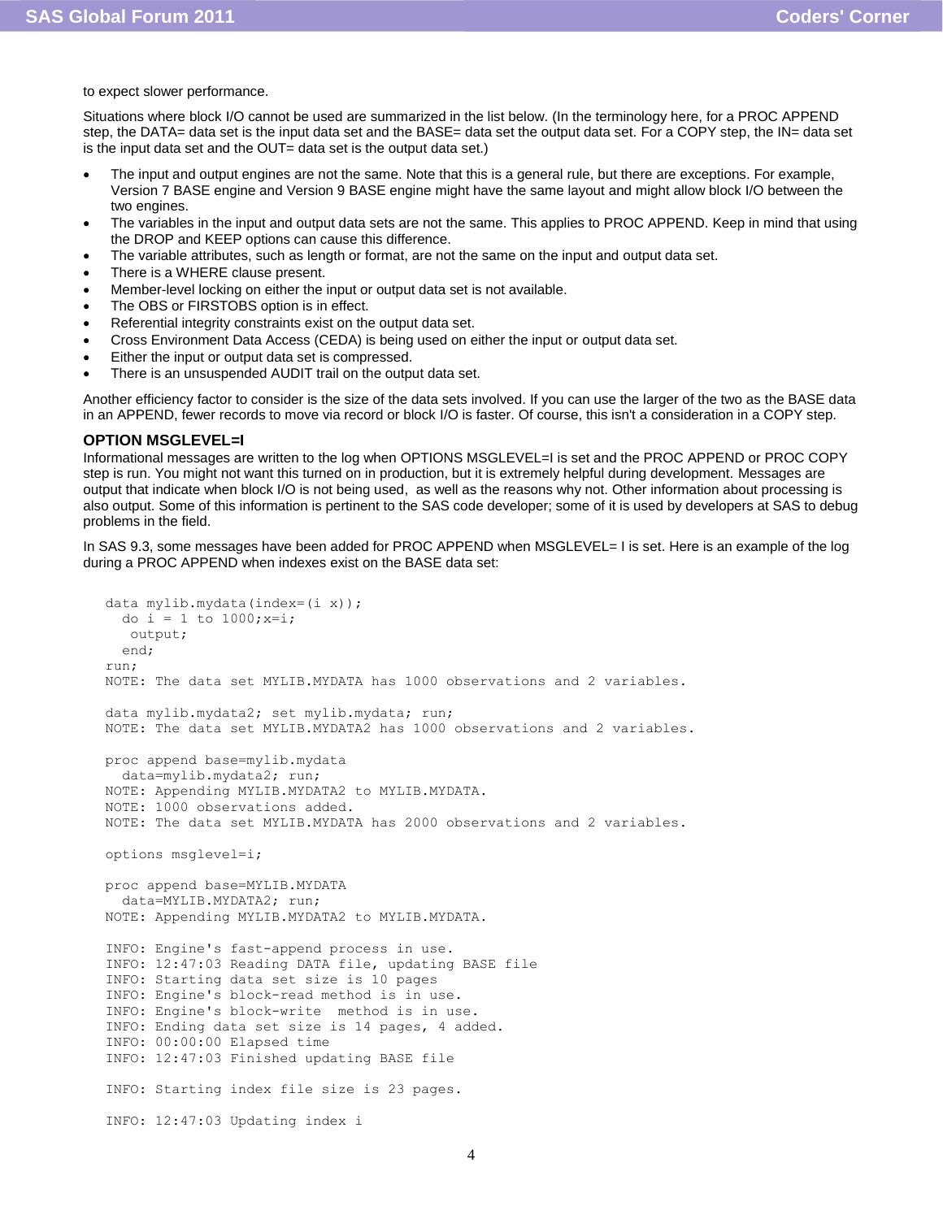to expect slower performance.

Situations where block I/O cannot be used are summarized in the list below. (In the terminology here, for a PROC APPEND step, the DATA= data set is the input data set and the BASE= data set the output data set. For a COPY step, the IN= data set is the input data set and the OUT= data set is the output data set.)

- The input and output engines are not the same. Note that this is a general rule, but there are exceptions. For example, Version 7 BASE engine and Version 9 BASE engine might have the same layout and might allow block I/O between the two engines.
- The variables in the input and output data sets are not the same. This applies to PROC APPEND. Keep in mind that using the DROP and KEEP options can cause this difference.
- The variable attributes, such as length or format, are not the same on the input and output data set.
- There is a WHERE clause present.
- Member-level locking on either the input or output data set is not available.
- The OBS or FIRSTOBS option is in effect.
- Referential integrity constraints exist on the output data set.
- Cross Environment Data Access (CEDA) is being used on either the input or output data set.
- Either the input or output data set is compressed.
- There is an unsuspended AUDIT trail on the output data set.

Another efficiency factor to consider is the size of the data sets involved. If you can use the larger of the two as the BASE data in an APPEND, fewer records to move via record or block I/O is faster. Of course, this isn't a consideration in a COPY step.

### OPTION MSGLEVEL=I

Informational messages are written to the log when OPTIONS MSGLEVEL=I is set and the PROC APPEND or PROC COPY step is run. You might not want this turned on in production, but it is extremely helpful during development. Messages are output that indicate when block I/O is not being used, as well as the reasons why not. Other information about processing is also output. Some of this information is pertinent to the SAS code developer; some of it is used by developers at SAS to debug problems in the field.

In SAS 9.3, some messages have been added for PROC APPEND when MSGLEVEL= I is set. Here is an example of the log during a PROC APPEND when indexes exist on the BASE data set:

```
data mylib.mydata(index=(i x));
  do i = 1 to 1000;x=i;
   output;
  end;
run;
NOTE: The data set MYLIB.MYDATA has 1000 observations and 2 variables.

data mylib.mydata2; set mylib.mydata; run;
NOTE: The data set MYLIB.MYDATA2 has 1000 observations and 2 variables.

proc append base=mylib.mydata
  data=mylib.mydata2; run;
NOTE: Appending MYLIB.MYDATA2 to MYLIB.MYDATA.
NOTE: 1000 observations added.
NOTE: The data set MYLIB.MYDATA has 2000 observations and 2 variables.

options msglevel=i;

proc append base=MYLIB.MYDATA
  data=MYLIB.MYDATA2; run;
NOTE: Appending MYLIB.MYDATA2 to MYLIB.MYDATA.

INFO: Engine's fast-append process in use.
INFO: 12:47:03 Reading DATA file, updating BASE file
INFO: Starting data set size is 10 pages
INFO: Engine's block-read method is in use.
INFO: Engine's block-write  method is in use.
INFO: Ending data set size is 14 pages, 4 added.
INFO: 00:00:00 Elapsed time
INFO: 12:47:03 Finished updating BASE file

INFO: Starting index file size is 23 pages.

INFO: 12:47:03 Updating index i
```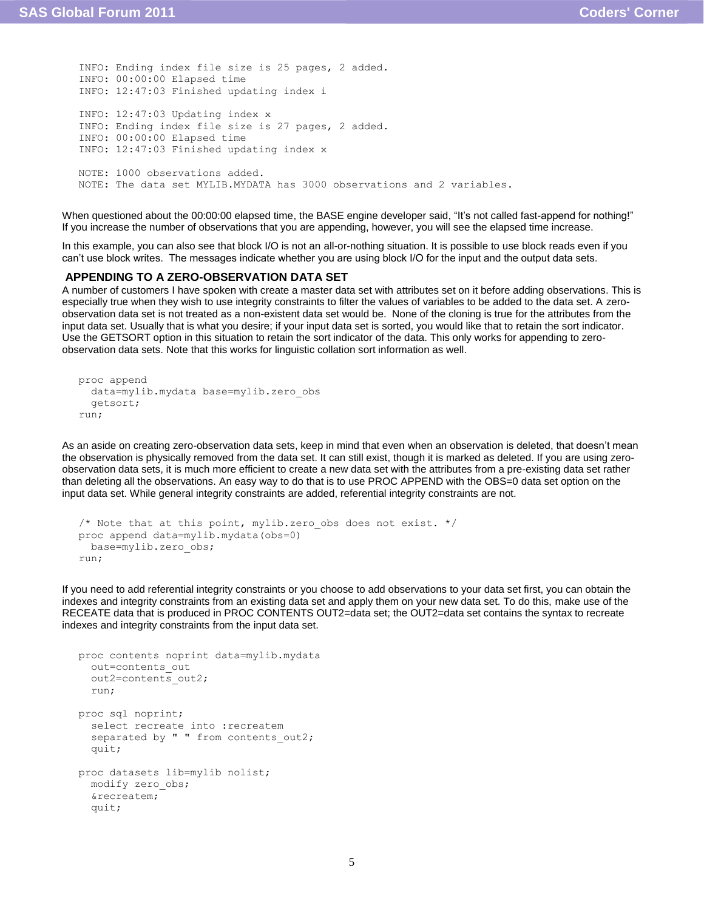```
INFO: Ending index file size is 25 pages, 2 added.
INFO: 00:00:00 Elapsed time
INFO: 12:47:03 Finished updating index i

INFO: 12:47:03 Updating index x
INFO: Ending index file size is 27 pages, 2 added.
INFO: 00:00:00 Elapsed time
INFO: 12:47:03 Finished updating index x

NOTE: 1000 observations added.
NOTE: The data set MYLIB.MYDATA has 3000 observations and 2 variables.
```

When questioned about the 00:00:00 elapsed time, the BASE engine developer said, "It's not called fast-append for nothing!" If you increase the number of observations that you are appending, however, you will see the elapsed time increase.

In this example, you can also see that block I/O is not an all-or-nothing situation. It is possible to use block reads even if you can't use block writes. The messages indicate whether you are using block I/O for the input and the output data sets.

## APPENDING TO A ZERO-OBSERVATION DATA SET

A number of customers I have spoken with create a master data set with attributes set on it before adding observations. This is especially true when they wish to use integrity constraints to filter the values of variables to be added to the data set. A zero-observation data set is not treated as a non-existent data set would be. None of the cloning is true for the attributes from the input data set. Usually that is what you desire; if your input data set is sorted, you would like that to retain the sort indicator. Use the GETSORT option in this situation to retain the sort indicator of the data. This only works for appending to zero-observation data sets. Note that this works for linguistic collation sort information as well.

```
proc append
  data=mylib.mydata base=mylib.zero_obs
  getsort;
run;
```

As an aside on creating zero-observation data sets, keep in mind that even when an observation is deleted, that doesn't mean the observation is physically removed from the data set. It can still exist, though it is marked as deleted. If you are using zero-observation data sets, it is much more efficient to create a new data set with the attributes from a pre-existing data set rather than deleting all the observations. An easy way to do that is to use PROC APPEND with the OBS=0 data set option on the input data set. While general integrity constraints are added, referential integrity constraints are not.

```
/* Note that at this point, mylib.zero_obs does not exist. */
proc append data=mylib.mydata(obs=0)
  base=mylib.zero_obs;
run;
```

If you need to add referential integrity constraints or you choose to add observations to your data set first, you can obtain the indexes and integrity constraints from an existing data set and apply them on your new data set. To do this, make use of the RECEATE data that is produced in PROC CONTENTS OUT2=data set; the OUT2=data set contains the syntax to recreate indexes and integrity constraints from the input data set.

```
proc contents noprint data=mylib.mydata
  out=contents_out
  out2=contents_out2;
  run;

proc sql noprint;
  select recreate into :recreatem
  separated by " " from contents_out2;
  quit;

proc datasets lib=mylib nolist;
  modify zero_obs;
  &recreatem;
  quit;
```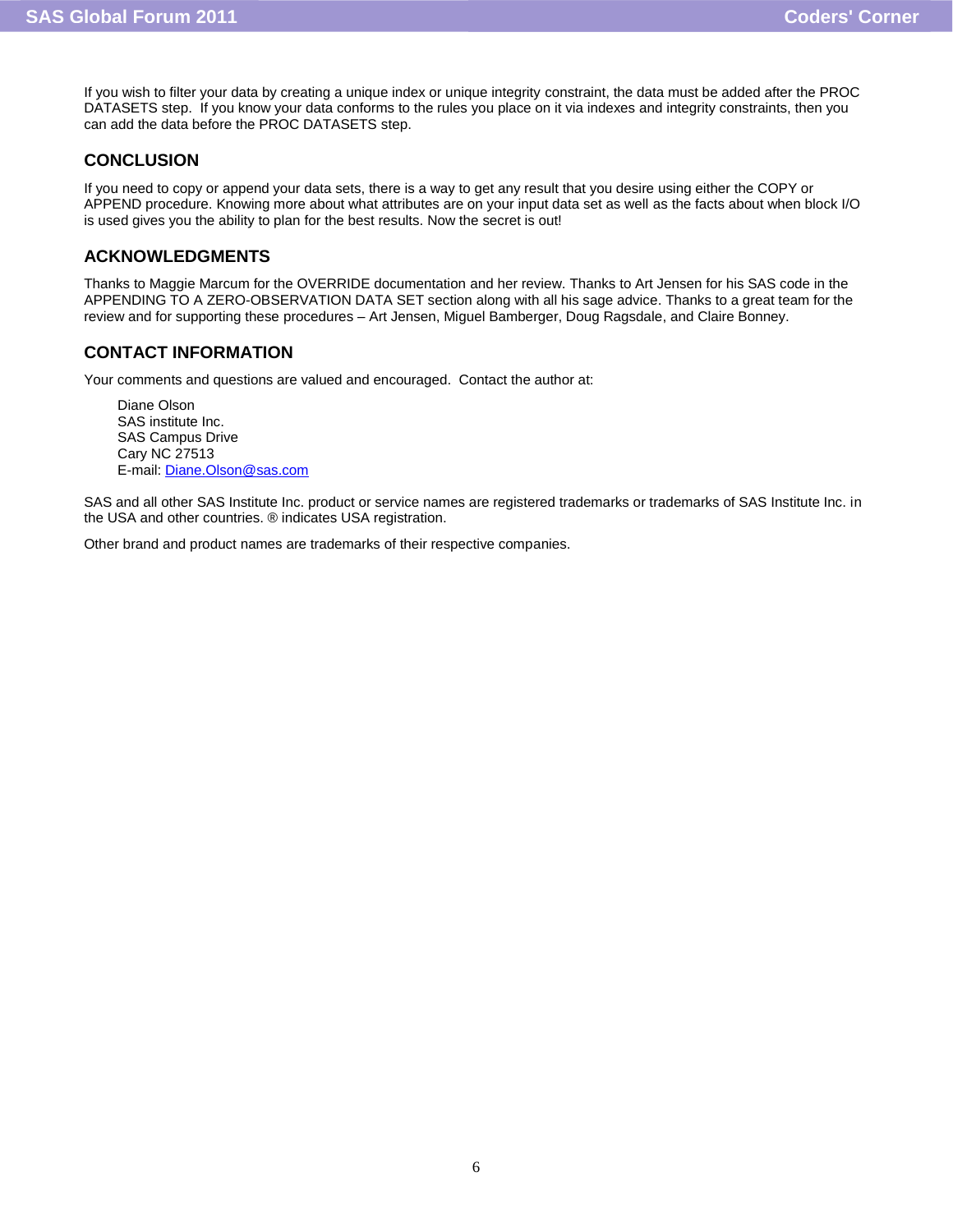If you wish to filter your data by creating a unique index or unique integrity constraint, the data must be added after the PROC DATASETS step. If you know your data conforms to the rules you place on it via indexes and integrity constraints, then you can add the data before the PROC DATASETS step.

## CONCLUSION

If you need to copy or append your data sets, there is a way to get any result that you desire using either the COPY or APPEND procedure. Knowing more about what attributes are on your input data set as well as the facts about when block I/O is used gives you the ability to plan for the best results. Now the secret is out!

## ACKNOWLEDGMENTS

Thanks to Maggie Marcum for the OVERRIDE documentation and her review. Thanks to Art Jensen for his SAS code in the APPENDING TO A ZERO-OBSERVATION DATA SET section along with all his sage advice. Thanks to a great team for the review and for supporting these procedures – Art Jensen, Miguel Bamberger, Doug Ragsdale, and Claire Bonney.

## CONTACT INFORMATION

Your comments and questions are valued and encouraged. Contact the author at:

Diane Olson  
SAS institute Inc.  
SAS Campus Drive  
Cary NC 27513  
E-mail: Diane.Olson@sas.com

SAS and all other SAS Institute Inc. product or service names are registered trademarks or trademarks of SAS Institute Inc. in the USA and other countries. ® indicates USA registration.

Other brand and product names are trademarks of their respective companies.